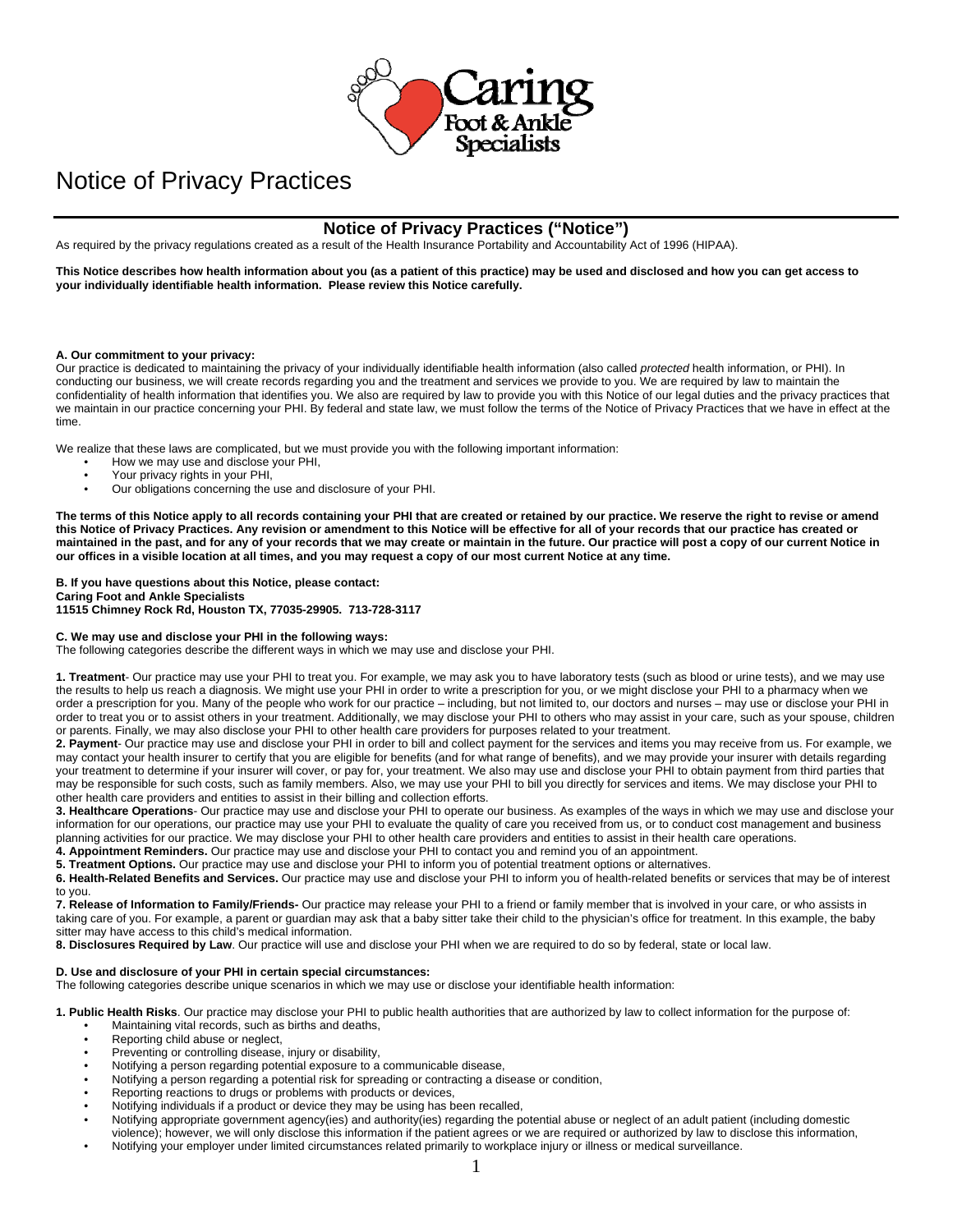Caring Foot & Ankle Specialists

# Notice of Privacy Practices

## Notice of Privacy Practices ("Notice")

As required by the privacy regulations created as a result of the Health Insurance Portability and Accountability Act of 1996 (HIPAA).

**This Notice describes how health information about you (as a patient of this practice) may be used and disclosed and how you can get access to your individually identifiable health information. Please review this Notice carefully.**

**A. Our commitment to your privacy:**

Our practice is dedicated to maintaining the privacy of your individually identifiable health information (also called *protected* health information, or PHI). In conducting our business, we will create records regarding you and the treatment and services we provide to you. We are required by law to maintain the confidentiality of health information that identifies you. We also are required by law to provide you with this Notice of our legal duties and the privacy practices that we maintain in our practice concerning your PHI. By federal and state law, we must follow the terms of the Notice of Privacy Practices that we have in effect at the time.

We realize that these laws are complicated, but we must provide you with the following important information:

- How we may use and disclose your PHI,
- Your privacy rights in your PHI,
- Our obligations concerning the use and disclosure of your PHI.

**The terms of this Notice apply to all records containing your PHI that are created or retained by our practice. We reserve the right to revise or amend this Notice of Privacy Practices. Any revision or amendment to this Notice will be effective for all of your records that our practice has created or maintained in the past, and for any of your records that we may create or maintain in the future. Our practice will post a copy of our current Notice in our offices in a visible location at all times, and you may request a copy of our most current Notice at any time.**

**B. If you have questions about this Notice, please contact:**
**Caring Foot and Ankle Specialists**
**11515 Chimney Rock Rd, Houston TX, 77035-29905. 713-728-3117**

**C. We may use and disclose your PHI in the following ways:**

The following categories describe the different ways in which we may use and disclose your PHI.

**1. Treatment**- Our practice may use your PHI to treat you. For example, we may ask you to have laboratory tests (such as blood or urine tests), and we may use the results to help us reach a diagnosis. We might use your PHI in order to write a prescription for you, or we might disclose your PHI to a pharmacy when we order a prescription for you. Many of the people who work for our practice – including, but not limited to, our doctors and nurses – may use or disclose your PHI in order to treat you or to assist others in your treatment. Additionally, we may disclose your PHI to others who may assist in your care, such as your spouse, children or parents. Finally, we may also disclose your PHI to other health care providers for purposes related to your treatment.

**2. Payment**- Our practice may use and disclose your PHI in order to bill and collect payment for the services and items you may receive from us. For example, we may contact your health insurer to certify that you are eligible for benefits (and for what range of benefits), and we may provide your insurer with details regarding your treatment to determine if your insurer will cover, or pay for, your treatment. We also may use and disclose your PHI to obtain payment from third parties that may be responsible for such costs, such as family members. Also, we may use your PHI to bill you directly for services and items. We may disclose your PHI to other health care providers and entities to assist in their billing and collection efforts.

**3. Healthcare Operations**- Our practice may use and disclose your PHI to operate our business. As examples of the ways in which we may use and disclose your information for our operations, our practice may use your PHI to evaluate the quality of care you received from us, or to conduct cost management and business planning activities for our practice. We may disclose your PHI to other health care providers and entities to assist in their health care operations.

**4. Appointment Reminders.** Our practice may use and disclose your PHI to contact you and remind you of an appointment.

**5. Treatment Options.** Our practice may use and disclose your PHI to inform you of potential treatment options or alternatives.

**6. Health-Related Benefits and Services.** Our practice may use and disclose your PHI to inform you of health-related benefits or services that may be of interest to you.

**7. Release of Information to Family/Friends-** Our practice may release your PHI to a friend or family member that is involved in your care, or who assists in taking care of you. For example, a parent or guardian may ask that a baby sitter take their child to the physician's office for treatment. In this example, the baby sitter may have access to this child's medical information.

**8. Disclosures Required by Law**. Our practice will use and disclose your PHI when we are required to do so by federal, state or local law.

**D. Use and disclosure of your PHI in certain special circumstances:**

The following categories describe unique scenarios in which we may use or disclose your identifiable health information:

**1. Public Health Risks**. Our practice may disclose your PHI to public health authorities that are authorized by law to collect information for the purpose of:

- Maintaining vital records, such as births and deaths,
- Reporting child abuse or neglect,
- Preventing or controlling disease, injury or disability,
- Notifying a person regarding potential exposure to a communicable disease,
- Notifying a person regarding a potential risk for spreading or contracting a disease or condition,
- Reporting reactions to drugs or problems with products or devices,
- Notifying individuals if a product or device they may be using has been recalled,
- Notifying appropriate government agency(ies) and authority(ies) regarding the potential abuse or neglect of an adult patient (including domestic violence); however, we will only disclose this information if the patient agrees or we are required or authorized by law to disclose this information,
- Notifying your employer under limited circumstances related primarily to workplace injury or illness or medical surveillance.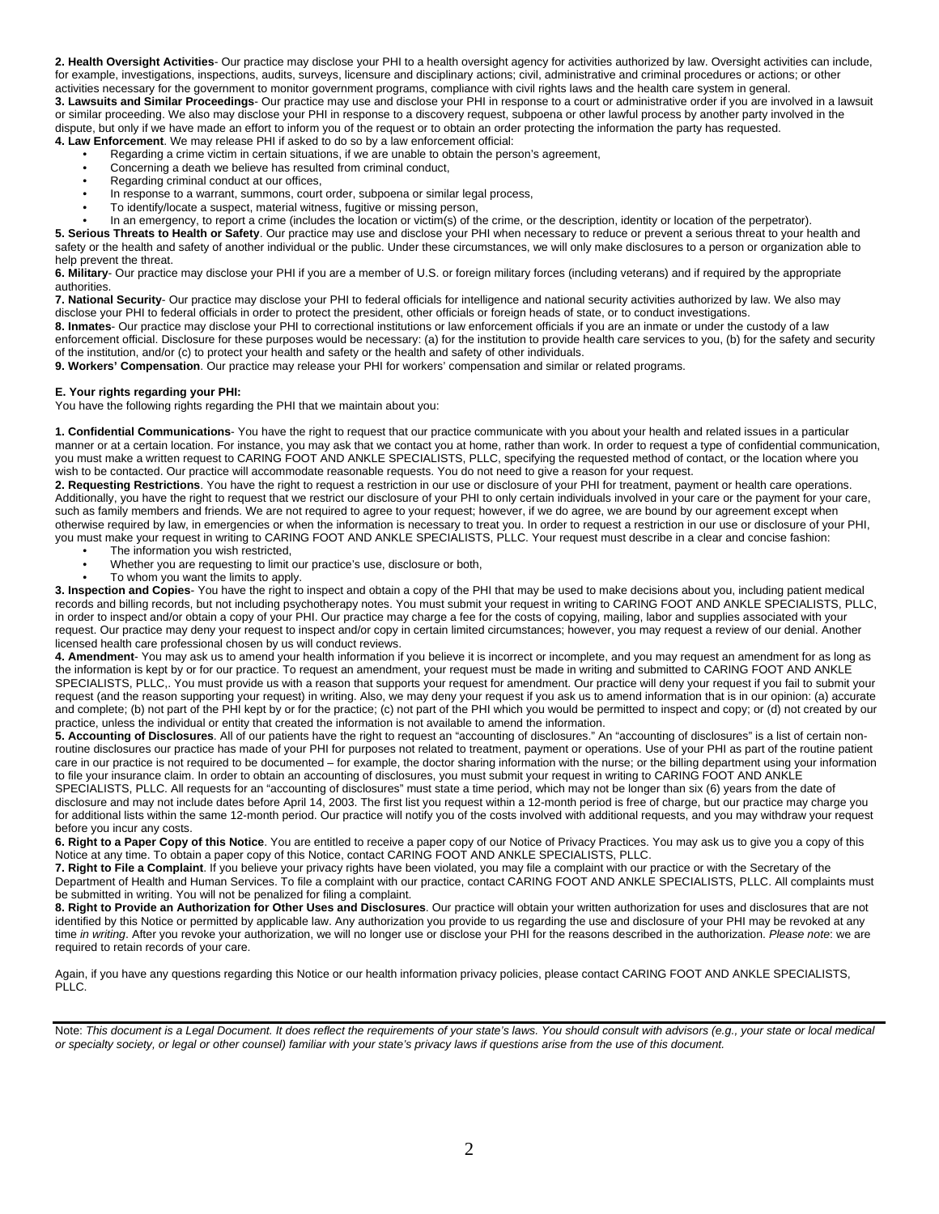**2. Health Oversight Activities**- Our practice may disclose your PHI to a health oversight agency for activities authorized by law. Oversight activities can include, for example, investigations, inspections, audits, surveys, licensure and disciplinary actions; civil, administrative and criminal procedures or actions; or other activities necessary for the government to monitor government programs, compliance with civil rights laws and the health care system in general.

**3. Lawsuits and Similar Proceedings**- Our practice may use and disclose your PHI in response to a court or administrative order if you are involved in a lawsuit or similar proceeding. We also may disclose your PHI in response to a discovery request, subpoena or other lawful process by another party involved in the dispute, but only if we have made an effort to inform you of the request or to obtain an order protecting the information the party has requested.

**4. Law Enforcement**. We may release PHI if asked to do so by a law enforcement official:

- Regarding a crime victim in certain situations, if we are unable to obtain the person's agreement,
- Concerning a death we believe has resulted from criminal conduct,
- Regarding criminal conduct at our offices,
- In response to a warrant, summons, court order, subpoena or similar legal process,
- To identify/locate a suspect, material witness, fugitive or missing person,
- In an emergency, to report a crime (includes the location or victim(s) of the crime, or the description, identity or location of the perpetrator).

**5. Serious Threats to Health or Safety**. Our practice may use and disclose your PHI when necessary to reduce or prevent a serious threat to your health and safety or the health and safety of another individual or the public. Under these circumstances, we will only make disclosures to a person or organization able to help prevent the threat.

**6. Military**- Our practice may disclose your PHI if you are a member of U.S. or foreign military forces (including veterans) and if required by the appropriate authorities.

**7. National Security**- Our practice may disclose your PHI to federal officials for intelligence and national security activities authorized by law. We also may disclose your PHI to federal officials in order to protect the president, other officials or foreign heads of state, or to conduct investigations.

**8. Inmates**- Our practice may disclose your PHI to correctional institutions or law enforcement officials if you are an inmate or under the custody of a law enforcement official. Disclosure for these purposes would be necessary: (a) for the institution to provide health care services to you, (b) for the safety and security of the institution, and/or (c) to protect your health and safety or the health and safety of other individuals.

**9. Workers' Compensation**. Our practice may release your PHI for workers' compensation and similar or related programs.

**E. Your rights regarding your PHI:**

You have the following rights regarding the PHI that we maintain about you:

**1. Confidential Communications**- You have the right to request that our practice communicate with you about your health and related issues in a particular manner or at a certain location. For instance, you may ask that we contact you at home, rather than work. In order to request a type of confidential communication, you must make a written request to CARING FOOT AND ANKLE SPECIALISTS, PLLC, specifying the requested method of contact, or the location where you wish to be contacted. Our practice will accommodate reasonable requests. You do not need to give a reason for your request.

**2. Requesting Restrictions**. You have the right to request a restriction in our use or disclosure of your PHI for treatment, payment or health care operations. Additionally, you have the right to request that we restrict our disclosure of your PHI to only certain individuals involved in your care or the payment for your care, such as family members and friends. We are not required to agree to your request; however, if we do agree, we are bound by our agreement except when otherwise required by law, in emergencies or when the information is necessary to treat you. In order to request a restriction in our use or disclosure of your PHI, you must make your request in writing to CARING FOOT AND ANKLE SPECIALISTS, PLLC. Your request must describe in a clear and concise fashion:

- The information you wish restricted,
- Whether you are requesting to limit our practice's use, disclosure or both,
- To whom you want the limits to apply.

**3. Inspection and Copies**- You have the right to inspect and obtain a copy of the PHI that may be used to make decisions about you, including patient medical records and billing records, but not including psychotherapy notes. You must submit your request in writing to CARING FOOT AND ANKLE SPECIALISTS, PLLC, in order to inspect and/or obtain a copy of your PHI. Our practice may charge a fee for the costs of copying, mailing, labor and supplies associated with your request. Our practice may deny your request to inspect and/or copy in certain limited circumstances; however, you may request a review of our denial. Another licensed health care professional chosen by us will conduct reviews.

**4. Amendment**- You may ask us to amend your health information if you believe it is incorrect or incomplete, and you may request an amendment for as long as the information is kept by or for our practice. To request an amendment, your request must be made in writing and submitted to CARING FOOT AND ANKLE SPECIALISTS, PLLC,. You must provide us with a reason that supports your request for amendment. Our practice will deny your request if you fail to submit your request (and the reason supporting your request) in writing. Also, we may deny your request if you ask us to amend information that is in our opinion: (a) accurate and complete; (b) not part of the PHI kept by or for the practice; (c) not part of the PHI which you would be permitted to inspect and copy; or (d) not created by our practice, unless the individual or entity that created the information is not available to amend the information.

**5. Accounting of Disclosures**. All of our patients have the right to request an "accounting of disclosures." An "accounting of disclosures" is a list of certain non-routine disclosures our practice has made of your PHI for purposes not related to treatment, payment or operations. Use of your PHI as part of the routine patient care in our practice is not required to be documented – for example, the doctor sharing information with the nurse; or the billing department using your information to file your insurance claim. In order to obtain an accounting of disclosures, you must submit your request in writing to CARING FOOT AND ANKLE SPECIALISTS, PLLC. All requests for an "accounting of disclosures" must state a time period, which may not be longer than six (6) years from the date of disclosure and may not include dates before April 14, 2003. The first list you request within a 12-month period is free of charge, but our practice may charge you for additional lists within the same 12-month period. Our practice will notify you of the costs involved with additional requests, and you may withdraw your request before you incur any costs.

**6. Right to a Paper Copy of this Notice**. You are entitled to receive a paper copy of our Notice of Privacy Practices. You may ask us to give you a copy of this Notice at any time. To obtain a paper copy of this Notice, contact CARING FOOT AND ANKLE SPECIALISTS, PLLC.

**7. Right to File a Complaint**. If you believe your privacy rights have been violated, you may file a complaint with our practice or with the Secretary of the Department of Health and Human Services. To file a complaint with our practice, contact CARING FOOT AND ANKLE SPECIALISTS, PLLC. All complaints must be submitted in writing. You will not be penalized for filing a complaint.

**8. Right to Provide an Authorization for Other Uses and Disclosures**. Our practice will obtain your written authorization for uses and disclosures that are not identified by this Notice or permitted by applicable law. Any authorization you provide to us regarding the use and disclosure of your PHI may be revoked at any time *in writing*. After you revoke your authorization, we will no longer use or disclose your PHI for the reasons described in the authorization. *Please note*: we are required to retain records of your care.

Again, if you have any questions regarding this Notice or our health information privacy policies, please contact CARING FOOT AND ANKLE SPECIALISTS, PLLC.

---

Note: *This document is a Legal Document. It does reflect the requirements of your state's laws. You should consult with advisors (e.g., your state or local medical or specialty society, or legal or other counsel) familiar with your state's privacy laws if questions arise from the use of this document.*